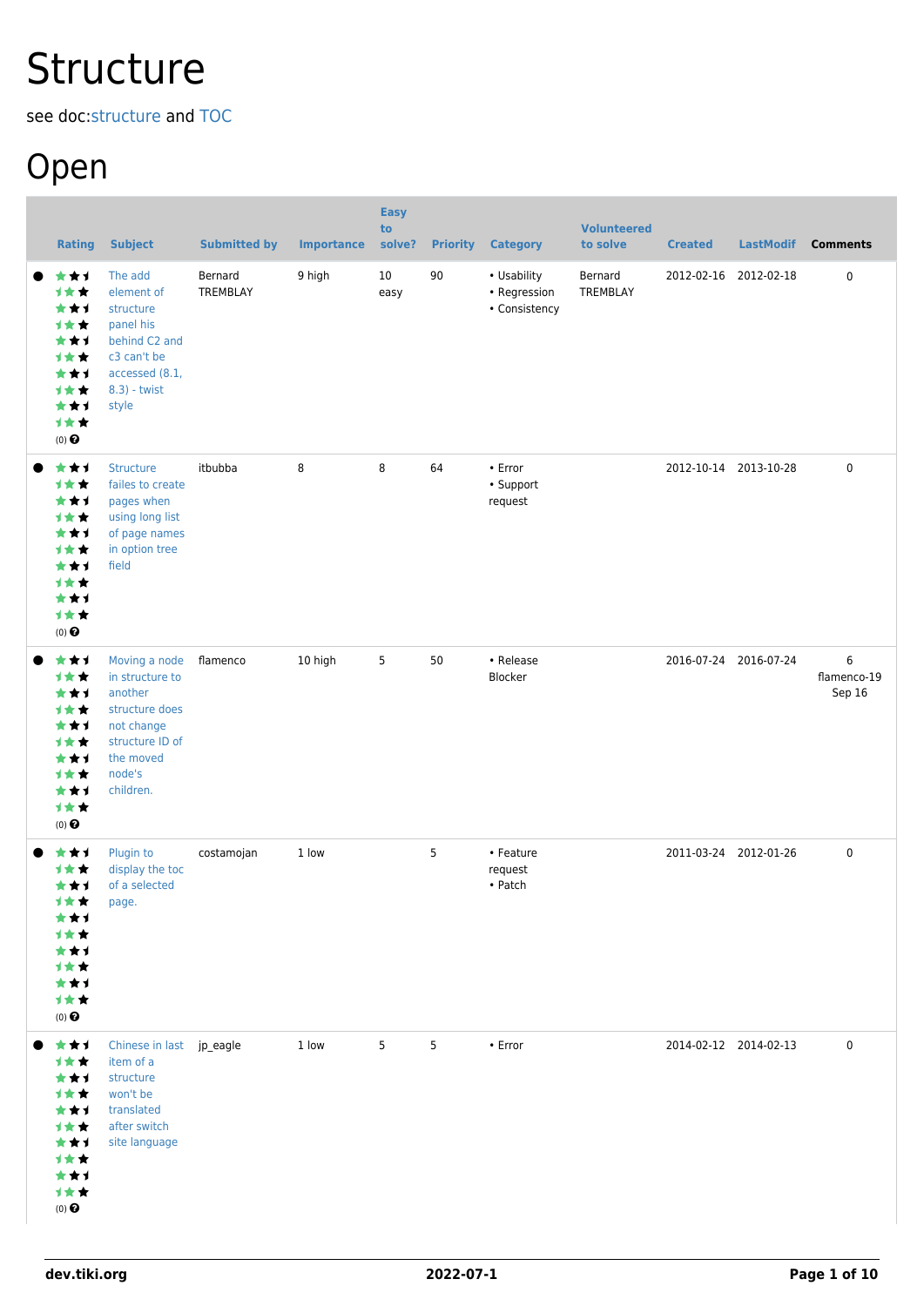# Structure

see doc:structure and TOC

## Open

| | Rating | Subject | Submitted by | Importance | Easy to solve? | Priority | Category | Volunteered to solve | Created | LastModif | Comments |
|---|---|---|---|---|---|---|---|---|---|---|---|
| ● | (0) | The add element of structure panel his behind C2 and c3 can't be accessed (8.1, 8.3) - twist style | Bernard TREMBLAY | 9 high | 10 easy | 90 | • Usability<br>• Regression<br>• Consistency | Bernard TREMBLAY | 2012-02-16 | 2012-02-18 | 0 |
| ● | (0) | Structure failes to create pages when using long list of page names in option tree field | itbubba | 8 | 8 | 64 | • Error<br>• Support request | | 2012-10-14 | 2013-10-28 | 0 |
| ● | (0) | Moving a node in structure to another structure does not change structure ID of the moved node's children. | flamenco | 10 high | 5 | 50 | • Release Blocker | | 2016-07-24 | 2016-07-24 | 6<br>flamenco-19 Sep 16 |
| ● | (0) | Plugin to display the toc of a selected page. | costamojan | 1 low | | 5 | • Feature request<br>• Patch | | 2011-03-24 | 2012-01-26 | 0 |
| ● | (0) | Chinese in last item of a structure won't be translated after switch site language | jp_eagle | 1 low | 5 | 5 | • Error | | 2014-02-12 | 2014-02-13 | 0 |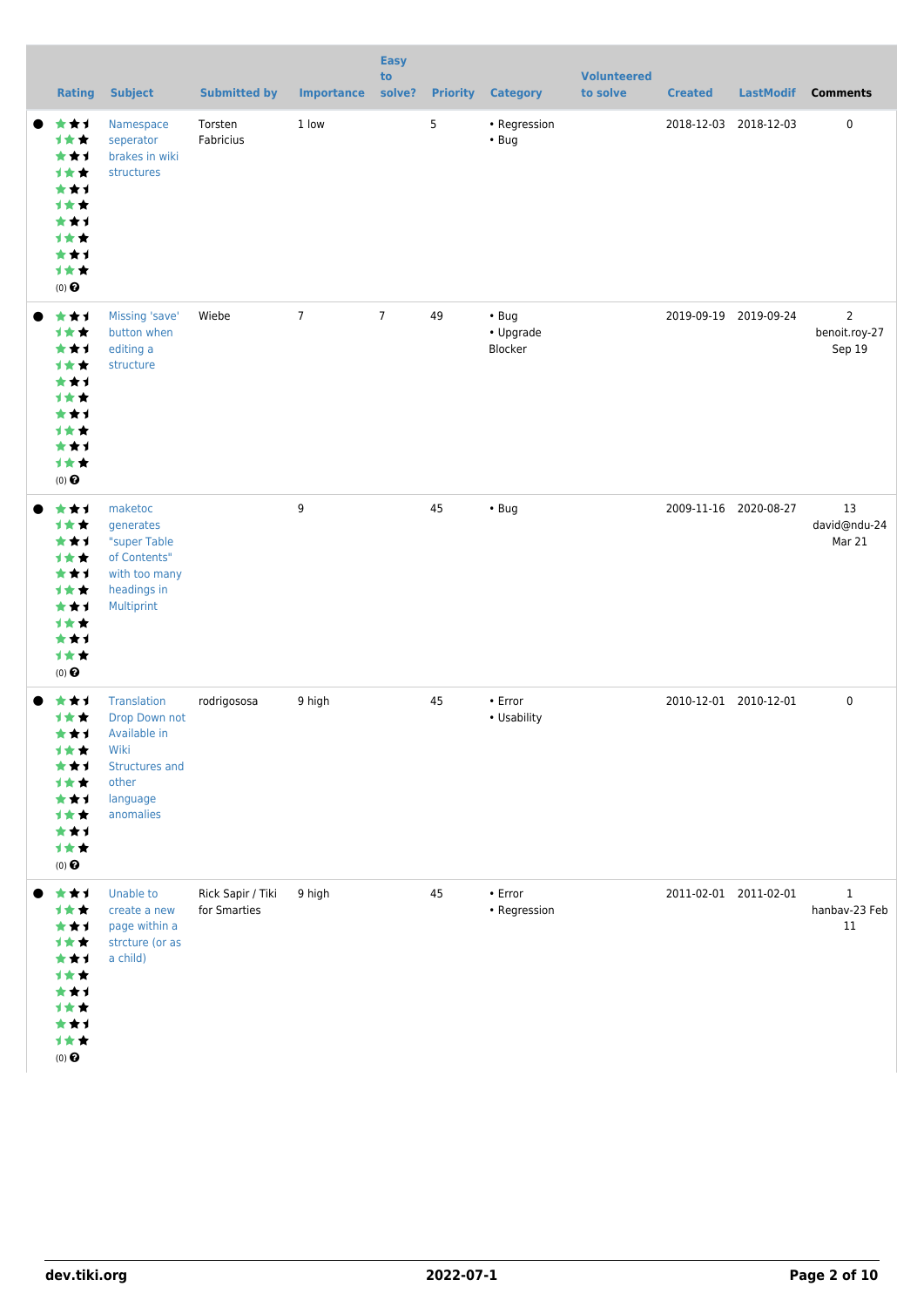| | Rating | Subject | Submitted by | Importance | Easy to solve? | Priority | Category | Volunteered to solve | Created | LastModif | Comments |
|---|---|---|---|---|---|---|---|---|---|---|---|
| ● | (0) | Namespace seperator brakes in wiki structures | Torsten Fabricius | 1 low | | 5 | • Regression<br>• Bug | | 2018-12-03 | 2018-12-03 | 0 |
| ● | (0) | Missing 'save' button when editing a structure | Wiebe | 7 | 7 | 49 | • Bug<br>• Upgrade Blocker | | 2019-09-19 | 2019-09-24 | 2<br>benoit.roy-27 Sep 19 |
| ● | (0) | maketoc generates "super Table of Contents" with too many headings in Multiprint | | 9 | | 45 | • Bug | | 2009-11-16 | 2020-08-27 | 13<br>david@ndu-24 Mar 21 |
| ● | (0) | Translation Drop Down not Available in Wiki Structures and other language anomalies | rodrigososa | 9 high | | 45 | • Error<br>• Usability | | 2010-12-01 | 2010-12-01 | 0 |
| ● | (0) | Unable to create a new page within a strcture (or as a child) | Rick Sapir / Tiki for Smarties | 9 high | | 45 | • Error<br>• Regression | | 2011-02-01 | 2011-02-01 | 1<br>hanbav-23 Feb 11 |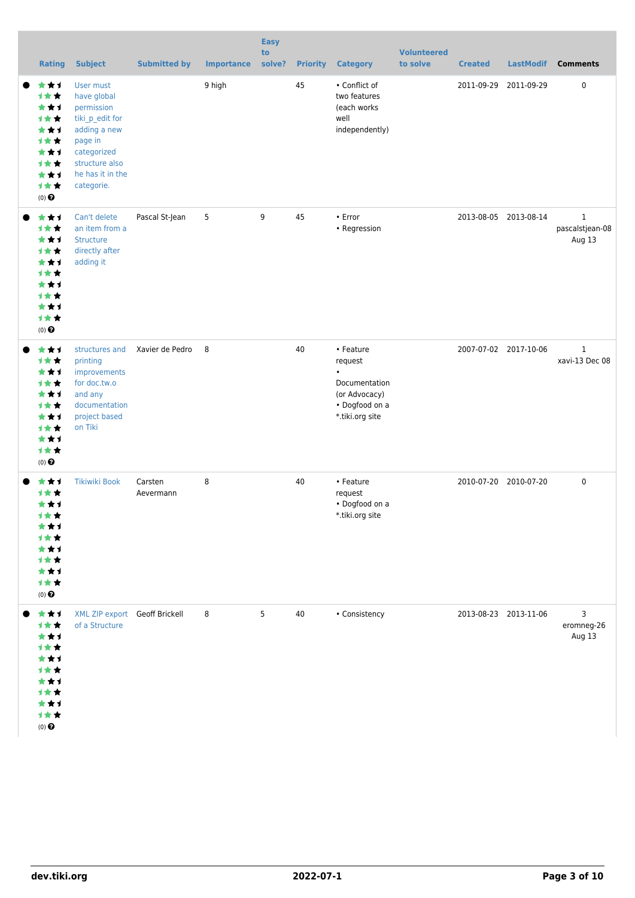| | Rating | Subject | Submitted by | Importance | Easy to solve? | Priority | Category | Volunteered to solve | Created | LastModif | Comments |
|---|---|---|---|---|---|---|---|---|---|---|---|
| ● | (0) | User must have global permission tiki_p_edit for adding a new page in categorized structure also he has it in the categorie. | | 9 high | | 45 | • Conflict of two features (each works well independently) | | 2011-09-29 | 2011-09-29 | 0 |
| ● | (0) | Can't delete an item from a Structure directly after adding it | Pascal St-Jean | 5 | 9 | 45 | • Error<br>• Regression | | 2013-08-05 | 2013-08-14 | 1<br>pascalstjean-08 Aug 13 |
| ● | (0) | structures and printing improvements for doc.tw.o and any documentation project based on Tiki | Xavier de Pedro | 8 | | 40 | • Feature request<br>• Documentation (or Advocacy)<br>• Dogfood on a *.tiki.org site | | 2007-07-02 | 2017-10-06 | 1<br>xavi-13 Dec 08 |
| ● | (0) | Tikiwiki Book | Carsten Aevermann | 8 | | 40 | • Feature request<br>• Dogfood on a *.tiki.org site | | 2010-07-20 | 2010-07-20 | 0 |
| ● | (0) | XML ZIP export of a Structure | Geoff Brickell | 8 | 5 | 40 | • Consistency | | 2013-08-23 | 2013-11-06 | 3<br>eromneg-26 Aug 13 |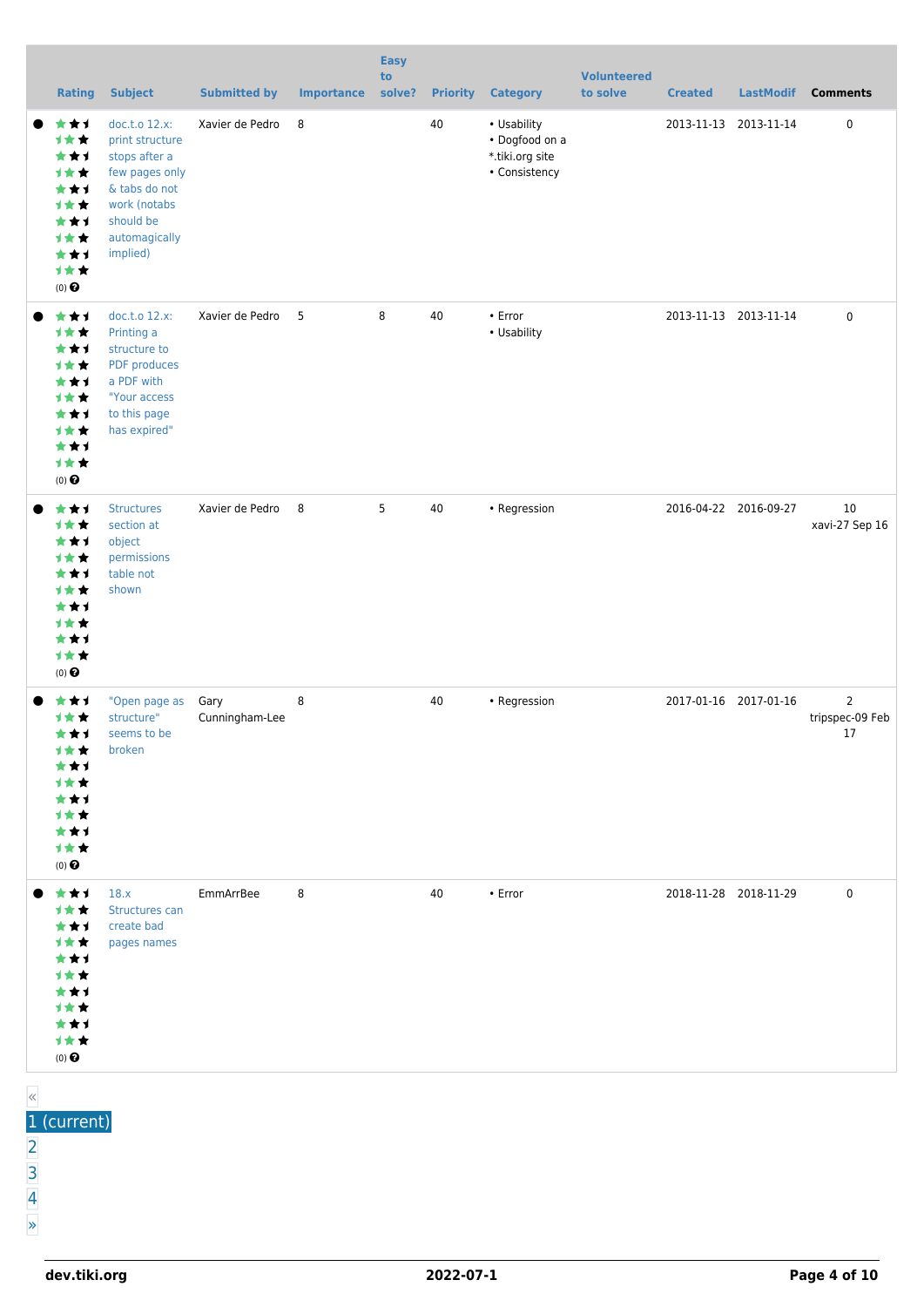| | Rating | Subject | Submitted by | Importance | Easy to solve? | Priority | Category | Volunteered to solve | Created | LastModif | Comments |
|---|---|---|---|---|---|---|---|---|---|---|---|
| ● | (0) | doc.t.o 12.x: print structure stops after a few pages only & tabs do not work (notabs should be automagically implied) | Xavier de Pedro | 8 | | 40 | • Usability • Dogfood on a *.tiki.org site • Consistency | | 2013-11-13 | 2013-11-14 | 0 |
| ● | (0) | doc.t.o 12.x: Printing a structure to PDF produces a PDF with "Your access to this page has expired" | Xavier de Pedro | 5 | 8 | 40 | • Error • Usability | | 2013-11-13 | 2013-11-14 | 0 |
| ● | (0) | Structures section at object permissions table not shown | Xavier de Pedro | 8 | 5 | 40 | • Regression | | 2016-04-22 | 2016-09-27 | 10 xavi-27 Sep 16 |
| ● | (0) | "Open page as structure" seems to be broken | Gary Cunningham-Lee | 8 | | 40 | • Regression | | 2017-01-16 | 2017-01-16 | 2 tripspec-09 Feb 17 |
| ● | (0) | 18.x Structures can create bad pages names | EmmArrBee | 8 | | 40 | • Error | | 2018-11-28 | 2018-11-29 | 0 |

«
1 (current)
2
3
4
»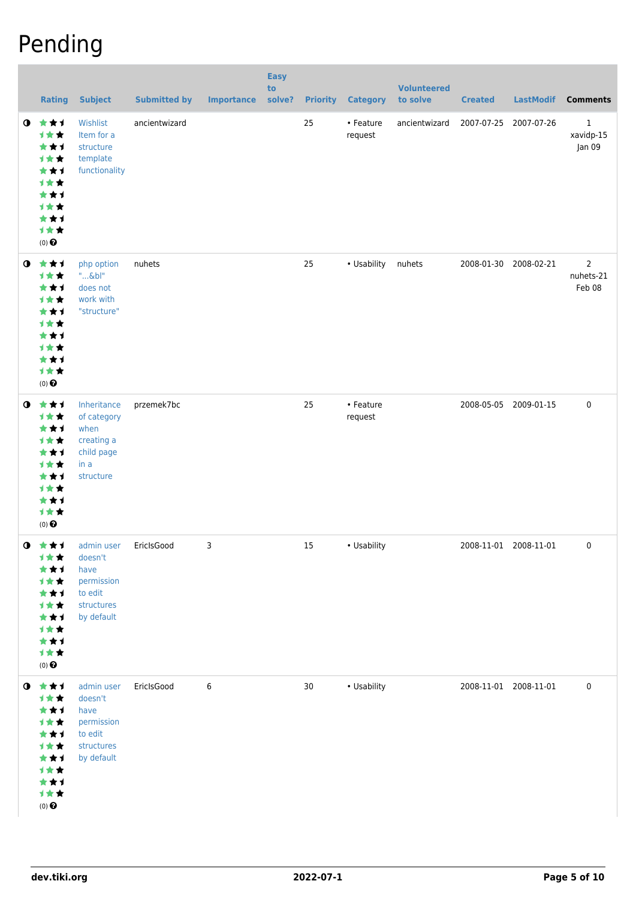# Pending

| | Rating | Subject | Submitted by | Importance | Easy to solve? | Priority | Category | Volunteered to solve | Created | LastModif | Comments |
|---|---|---|---|---|---|---|---|---|---|---|---|
| | (0) | Wishlist Item for a structure template functionality | ancientwizard | | | 25 | • Feature request | ancientwizard | 2007-07-25 | 2007-07-26 | 1 xavidp-15 Jan 09 |
| | (0) | php option "...&bl" does not work with "structure" | nuhets | | | 25 | • Usability | nuhets | 2008-01-30 | 2008-02-21 | 2 nuhets-21 Feb 08 |
| | (0) | Inheritance of category when creating a child page in a structure | przemek7bc | | | 25 | • Feature request | | 2008-05-05 | 2009-01-15 | 0 |
| | (0) | admin user doesn't have permission to edit structures by default | EricIsGood | 3 | | 15 | • Usability | | 2008-11-01 | 2008-11-01 | 0 |
| | (0) | admin user doesn't have permission to edit structures by default | EricIsGood | 6 | | 30 | • Usability | | 2008-11-01 | 2008-11-01 | 0 |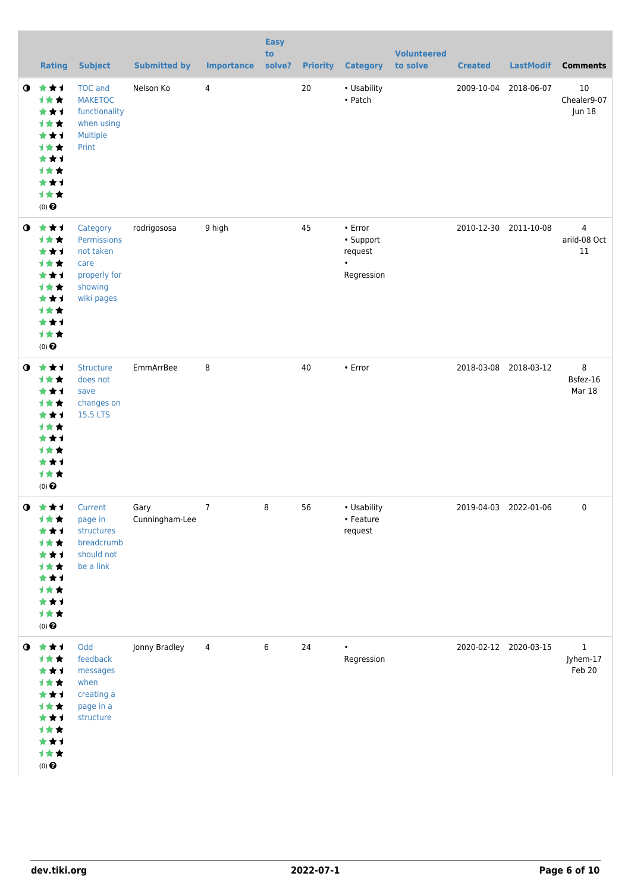|  | Rating | Subject | Submitted by | Importance | Easy to solve? | Priority | Category | Volunteered to solve | Created | LastModif | Comments |
|---|---|---|---|---|---|---|---|---|---|---|---|
| ◑ | (0) | TOC and MAKETOC functionality when using Multiple Print | Nelson Ko | 4 |  | 20 | • Usability<br>• Patch |  | 2009-10-04 | 2018-06-07 | 10 Chealer9-07 Jun 18 |
| ◑ | (0) | Category Permissions not taken care properly for showing wiki pages | rodrigososa | 9 high |  | 45 | • Error<br>• Support request<br>• Regression |  | 2010-12-30 | 2011-10-08 | 4 arild-08 Oct 11 |
| ◑ | (0) | Structure does not save changes on 15.5 LTS | EmmArrBee | 8 |  | 40 | • Error |  | 2018-03-08 | 2018-03-12 | 8 Bsfez-16 Mar 18 |
| ◑ | (0) | Current page in structures breadcrumb should not be a link | Gary Cunningham-Lee | 7 | 8 | 56 | • Usability<br>• Feature request |  | 2019-04-03 | 2022-01-06 | 0 |
| ◑ | (0) | Odd feedback messages when creating a page in a structure | Jonny Bradley | 4 | 6 | 24 | • Regression |  | 2020-02-12 | 2020-03-15 | 1 Jyhem-17 Feb 20 |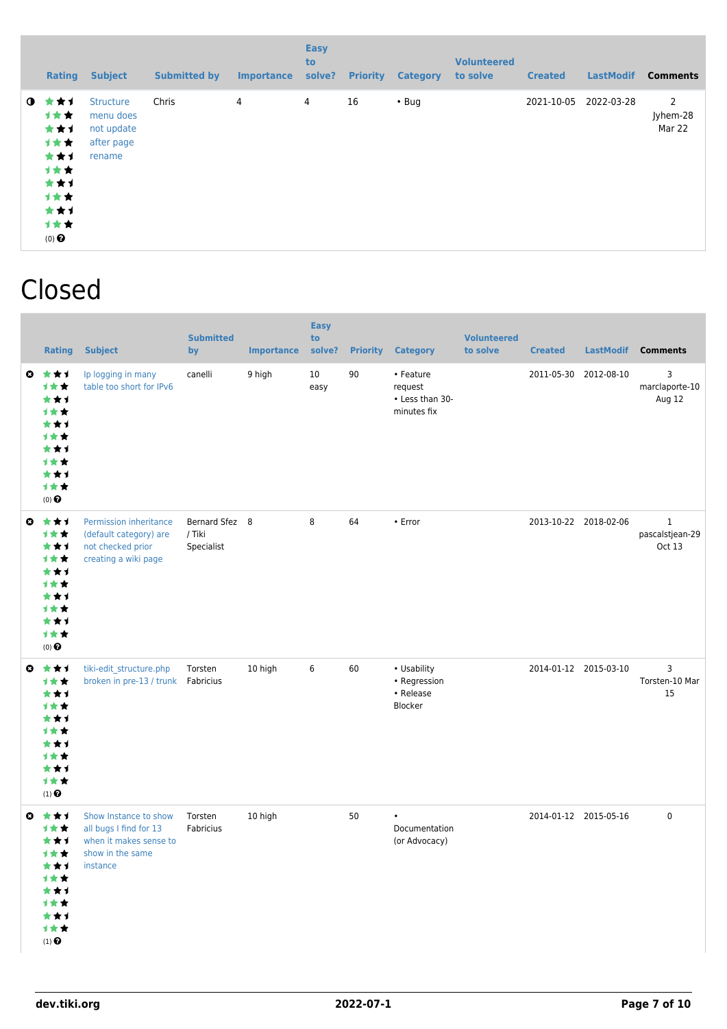| | Rating | Subject | Submitted by | Importance | Easy to solve? | Priority | Category | Volunteered to solve | Created | LastModif | Comments |
|---|---|---|---|---|---|---|---|---|---|---|---|
| | (0) | Structure menu does not update after page rename | Chris | 4 | 4 | 16 | • Bug | | 2021-10-05 | 2022-03-28 | 2 Jyhem-28 Mar 22 |

# Closed

| | Rating | Subject | Submitted by | Importance | Easy to solve? | Priority | Category | Volunteered to solve | Created | LastModif | Comments |
|---|---|---|---|---|---|---|---|---|---|---|---|
| | (0) | Ip logging in many table too short for IPv6 | canelli | 9 high | 10 easy | 90 | • Feature request<br>• Less than 30-minutes fix | | 2011-05-30 | 2012-08-10 | 3 marclaporte-10 Aug 12 |
| | (0) | Permission inheritance (default category) are not checked prior creating a wiki page | Bernard Sfez / Tiki Specialist | 8 | 8 | 64 | • Error | | 2013-10-22 | 2018-02-06 | 1 pascalstjean-29 Oct 13 |
| | (1) | tiki-edit_structure.php broken in pre-13 / trunk | Torsten Fabricius | 10 high | 6 | 60 | • Usability<br>• Regression<br>• Release Blocker | | 2014-01-12 | 2015-03-10 | 3 Torsten-10 Mar 15 |
| | (1) | Show Instance to show all bugs I find for 13 when it makes sense to show in the same instance | Torsten Fabricius | 10 high | | 50 | • Documentation (or Advocacy) | | 2014-01-12 | 2015-05-16 | 0 |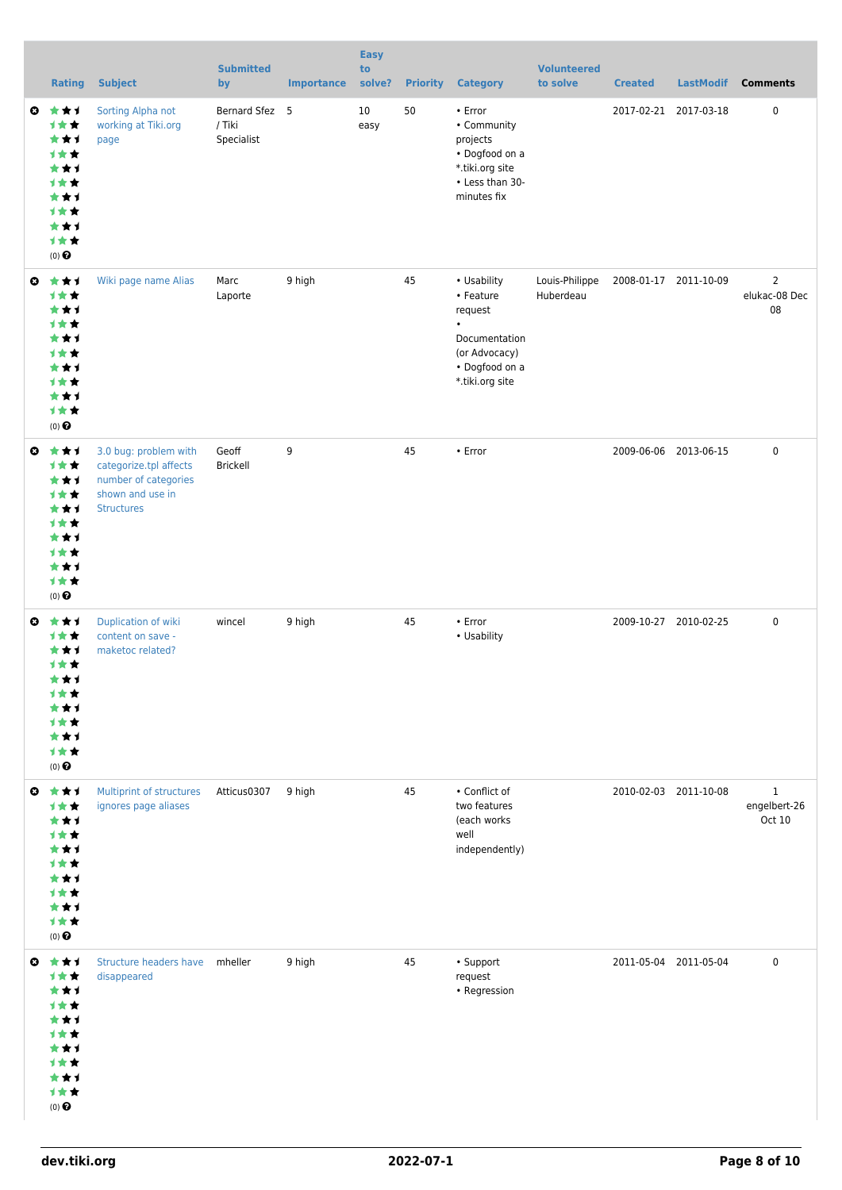| | Rating | Subject | Submitted by | Importance | Easy to solve? | Priority | Category | Volunteered to solve | Created | LastModif | Comments |
|---|---|---|---|---|---|---|---|---|---|---|---|
| | (0) | Sorting Alpha not working at Tiki.org page | Bernard Sfez / Tiki Specialist | 5 | 10 easy | 50 | • Error<br>• Community projects<br>• Dogfood on a *.tiki.org site<br>• Less than 30-minutes fix | | 2017-02-21 | 2017-03-18 | 0 |
| | (0) | Wiki page name Alias | Marc Laporte | 9 high | | 45 | • Usability<br>• Feature request<br>• Documentation (or Advocacy)<br>• Dogfood on a *.tiki.org site | Louis-Philippe Huberdeau | 2008-01-17 | 2011-10-09 | 2 elukac-08 Dec 08 |
| | (0) | 3.0 bug: problem with categorize.tpl affects number of categories shown and use in Structures | Geoff Brickell | 9 | | 45 | • Error | | 2009-06-06 | 2013-06-15 | 0 |
| | (0) | Duplication of wiki content on save - maketoc related? | wincel | 9 high | | 45 | • Error<br>• Usability | | 2009-10-27 | 2010-02-25 | 0 |
| | (0) | Multiprint of structures ignores page aliases | Atticus0307 | 9 high | | 45 | • Conflict of two features (each works well independently) | | 2010-02-03 | 2011-10-08 | 1 engelbert-26 Oct 10 |
| | (0) | Structure headers have disappeared | mheller | 9 high | | 45 | • Support request<br>• Regression | | 2011-05-04 | 2011-05-04 | 0 |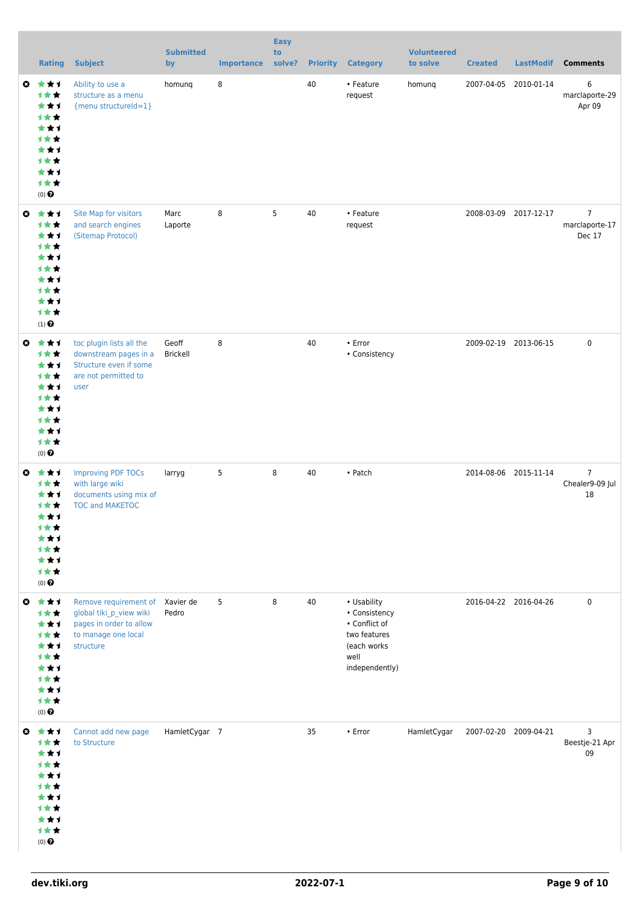| | Rating | Subject | Submitted by | Importance | Easy to solve? | Priority | Category | Volunteered to solve | Created | LastModif | Comments |
|---|---|---|---|---|---|---|---|---|---|---|---|
| | (0) | Ability to use a structure as a menu {menu structureId=1} | homunq | 8 | | 40 | • Feature request | homunq | 2007-04-05 | 2010-01-14 | 6 marclaporte-29 Apr 09 |
| | (1) | Site Map for visitors and search engines (Sitemap Protocol) | Marc Laporte | 8 | 5 | 40 | • Feature request | | 2008-03-09 | 2017-12-17 | 7 marclaporte-17 Dec 17 |
| | (0) | toc plugin lists all the downstream pages in a Structure even if some are not permitted to user | Geoff Brickell | 8 | | 40 | • Error • Consistency | | 2009-02-19 | 2013-06-15 | 0 |
| | (0) | Improving PDF TOCs with large wiki documents using mix of TOC and MAKETOC | larryg | 5 | 8 | 40 | • Patch | | 2014-08-06 | 2015-11-14 | 7 Chealer9-09 Jul 18 |
| | (0) | Remove requirement of global tiki_p_view wiki pages in order to allow to manage one local structure | Xavier de Pedro | 5 | 8 | 40 | • Usability • Consistency • Conflict of two features (each works well independently) | | 2016-04-22 | 2016-04-26 | 0 |
| | (0) | Cannot add new page to Structure | HamletCygar | 7 | | 35 | • Error | HamletCygar | 2007-02-20 | 2009-04-21 | 3 Beestje-21 Apr 09 |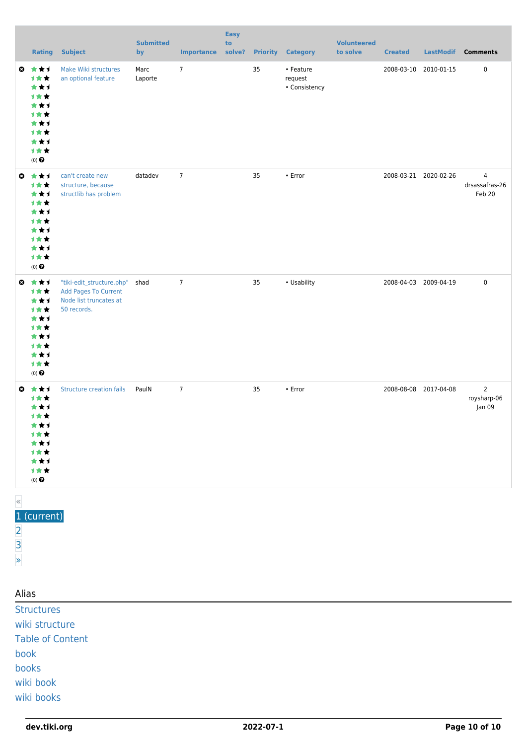|  | Rating | Subject | Submitted by | Importance | Easy to solve? | Priority | Category | Volunteered to solve | Created | LastModif | Comments |
|---|---|---|---|---|---|---|---|---|---|---|---|
|  | (0) | Make Wiki structures an optional feature | Marc Laporte | 7 |  | 35 | • Feature request • Consistency |  | 2008-03-10 | 2010-01-15 | 0 |
|  | (0) | can't create new structure, because structlib has problem | datadev | 7 |  | 35 | • Error |  | 2008-03-21 | 2020-02-26 | 4 drsassafras-26 Feb 20 |
|  | (0) | "tiki-edit_structure.php" Add Pages To Current Node list truncates at 50 records. | shad | 7 |  | 35 | • Usability |  | 2008-04-03 | 2009-04-19 | 0 |
|  | (0) | Structure creation fails | PaulN | 7 |  | 35 | • Error |  | 2008-08-08 | 2017-04-08 | 2 roysharp-06 Jan 09 |

«
1 (current)
2
3
»

## Alias

Structures
wiki structure
Table of Content
book
books
wiki book
wiki books